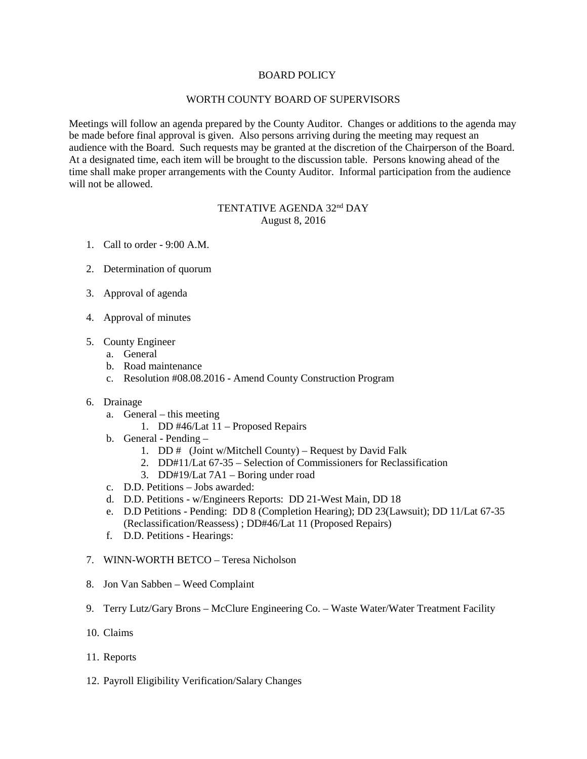# BOARD POLICY

## WORTH COUNTY BOARD OF SUPERVISORS

Meetings will follow an agenda prepared by the County Auditor. Changes or additions to the agenda may be made before final approval is given. Also persons arriving during the meeting may request an audience with the Board. Such requests may be granted at the discretion of the Chairperson of the Board. At a designated time, each item will be brought to the discussion table. Persons knowing ahead of the time shall make proper arrangements with the County Auditor. Informal participation from the audience will not be allowed.

## TENTATIVE AGENDA 32nd DAY

August 8, 2016

1. Call to order - 9:00 A.M.

2. Determination of quorum

3. Approval of agenda

4. Approval of minutes

5. County Engineer
   a. General
   b. Road maintenance
   c. Resolution #08.08.2016 - Amend County Construction Program

6. Drainage
   a. General – this meeting
      1. DD #46/Lat 11 – Proposed Repairs
   b. General - Pending –
      1. DD # (Joint w/Mitchell County) – Request by David Falk
      2. DD#11/Lat 67-35 – Selection of Commissioners for Reclassification
      3. DD#19/Lat 7A1 – Boring under road
   c. D.D. Petitions – Jobs awarded:
   d. D.D. Petitions - w/Engineers Reports: DD 21-West Main, DD 18
   e. D.D Petitions - Pending: DD 8 (Completion Hearing); DD 23(Lawsuit); DD 11/Lat 67-35 (Reclassification/Reassess) ; DD#46/Lat 11 (Proposed Repairs)
   f. D.D. Petitions - Hearings:

7. WINN-WORTH BETCO – Teresa Nicholson

8. Jon Van Sabben – Weed Complaint

9. Terry Lutz/Gary Brons – McClure Engineering Co. – Waste Water/Water Treatment Facility

10. Claims

11. Reports

12. Payroll Eligibility Verification/Salary Changes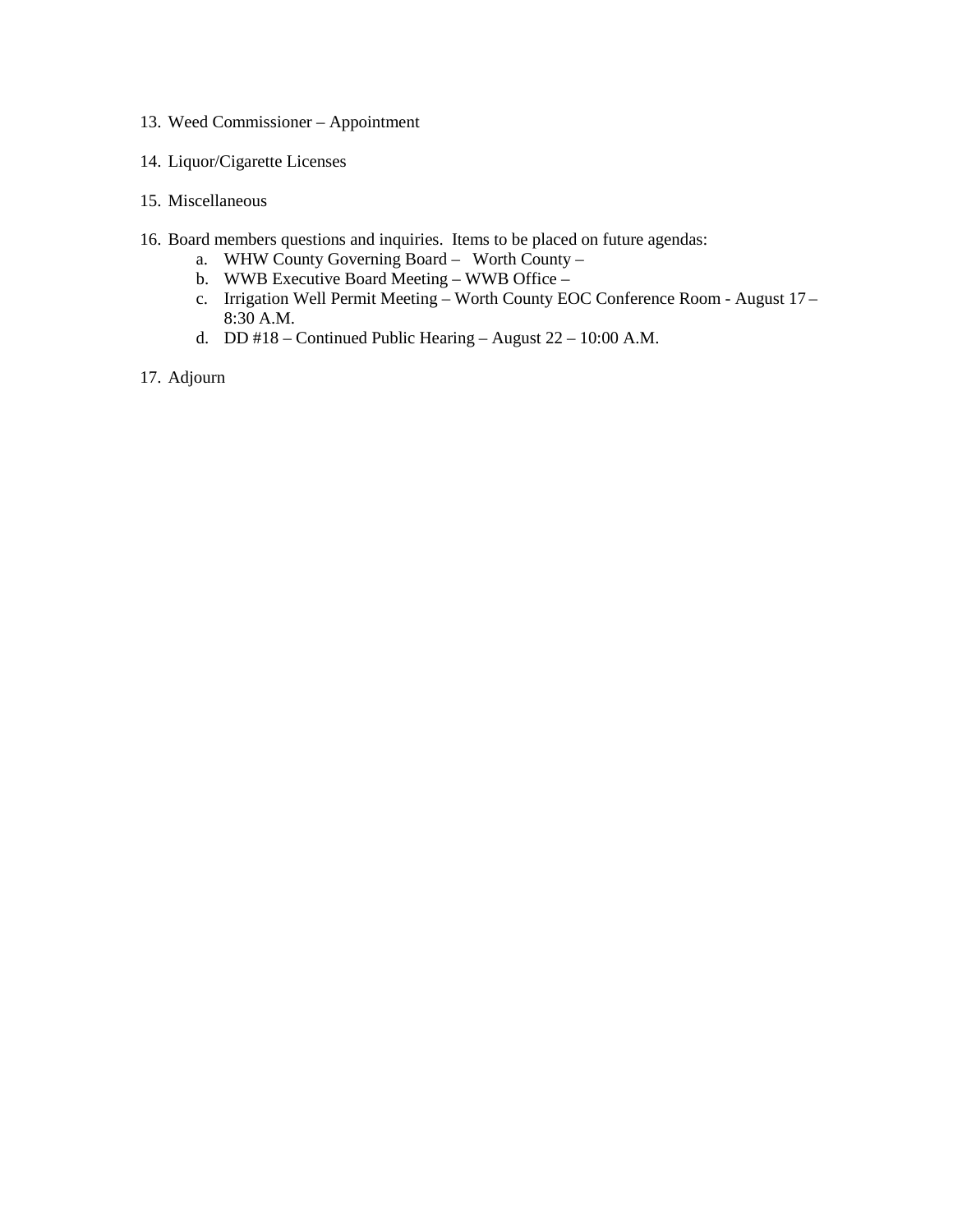13. Weed Commissioner – Appointment

14. Liquor/Cigarette Licenses

15. Miscellaneous

16. Board members questions and inquiries. Items to be placed on future agendas:
    a. WHW County Governing Board – Worth County –
    b. WWB Executive Board Meeting – WWB Office –
    c. Irrigation Well Permit Meeting – Worth County EOC Conference Room - August 17 – 8:30 A.M.
    d. DD #18 – Continued Public Hearing – August 22 – 10:00 A.M.

17. Adjourn